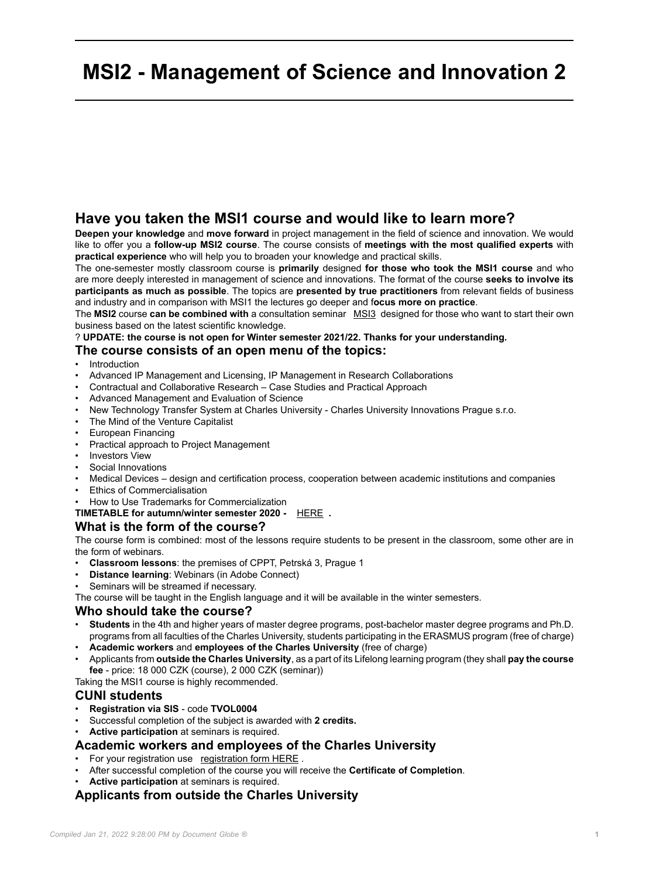# MSI2 - Management of Science and Innovation 2

## Have you taken the MSI1 course and would like to learn more?

**Deepen your knowledge** and **move forward** in project management in the field of science and innovation. We would like to offer you a **follow-up MSI2 course**. The course consists of **meetings with the most qualified experts** with **practical experience** who will help you to broaden your knowledge and practical skills.

The one-semester mostly classroom course is **primarily** designed **for those who took the MSI1 course** and who are more deeply interested in management of science and innovations. The format of the course **seeks to involve its participants as much as possible**. The topics are **presented by true practitioners** from relevant fields of business and industry and in comparison with MSI1 the lectures go deeper and f**ocus more on practice**.

The **MSI2** course **can be combined with** a consultation seminar MSI3 designed for those who want to start their own business based on the latest scientific knowledge.

? **UPDATE: the course is not open for Winter semester 2021/22. Thanks for your understanding.**

### The course consists of an open menu of the topics:

- Introduction
- Advanced IP Management and Licensing, IP Management in Research Collaborations
- Contractual and Collaborative Research – Case Studies and Practical Approach
- Advanced Management and Evaluation of Science
- New Technology Transfer System at Charles University - Charles University Innovations Prague s.r.o.
- The Mind of the Venture Capitalist
- European Financing
- Practical approach to Project Management
- Investors View
- Social Innovations
- Medical Devices – design and certification process, cooperation between academic institutions and companies
- Ethics of Commercialisation
- How to Use Trademarks for Commercialization

**TIMETABLE for autumn/winter semester 2020 -** HERE **.**

### What is the form of the course?

The course form is combined: most of the lessons require students to be present in the classroom, some other are in the form of webinars.

- **Classroom lessons**: the premises of CPPT, Petrská 3, Prague 1
- **Distance learning**: Webinars (in Adobe Connect)
- Seminars will be streamed if necessary.

The course will be taught in the English language and it will be available in the winter semesters.

### Who should take the course?

- **Students** in the 4th and higher years of master degree programs, post-bachelor master degree programs and Ph.D. programs from all faculties of the Charles University, students participating in the ERASMUS program (free of charge)
- **Academic workers** and **employees of the Charles University** (free of charge)
- Applicants from **outside the Charles University**, as a part of its Lifelong learning program (they shall **pay the course fee** - price: 18 000 CZK (course), 2 000 CZK (seminar))

Taking the MSI1 course is highly recommended.

### CUNI students

- **Registration via SIS** - code **TVOL0004**
- Successful completion of the subject is awarded with **2 credits.**
- **Active participation** at seminars is required.

### Academic workers and employees of the Charles University

- For your registration use registration form HERE .
- After successful completion of the course you will receive the **Certificate of Completion**.
- **Active participation** at seminars is required.

### Applicants from outside the Charles University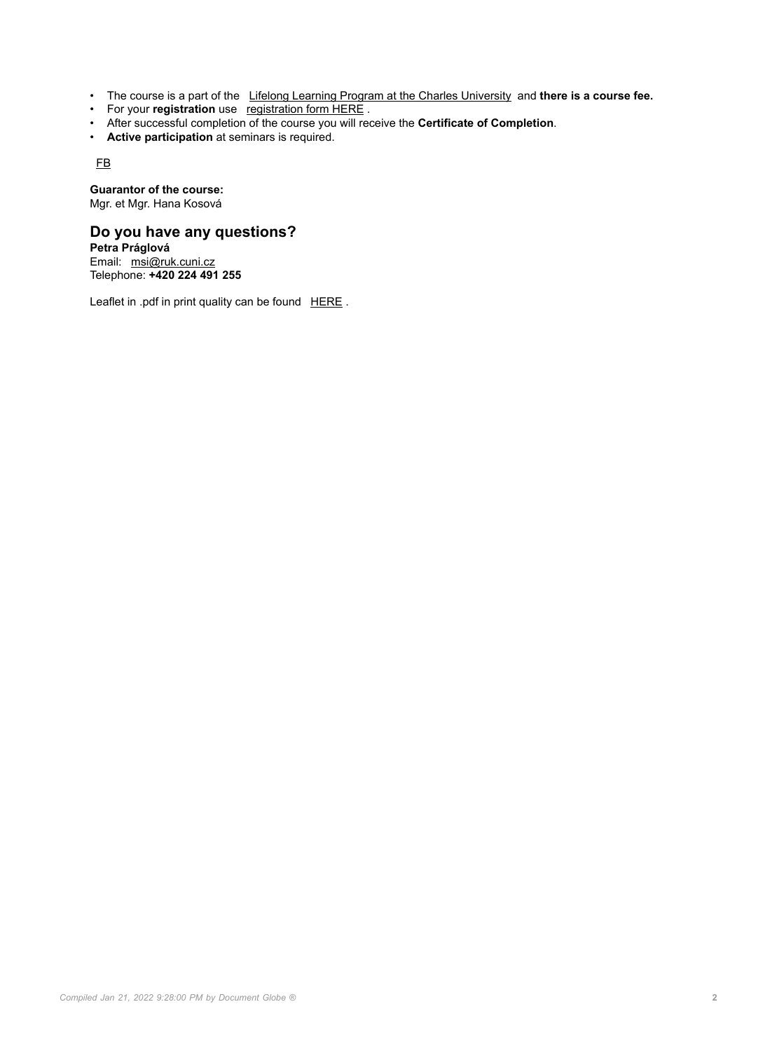- The course is a part of the Lifelong Learning Program at the Charles University and **there is a course fee.**
- For your **registration** use registration form HERE .
- After successful completion of the course you will receive the **Certificate of Completion**.
- **Active participation** at seminars is required.

FB

**Guarantor of the course:**
Mgr. et Mgr. Hana Kosová

## Do you have any questions?

**Petra Práglová**
Email: msi@ruk.cuni.cz
Telephone: **+420 224 491 255**

Leaflet in .pdf in print quality can be found HERE .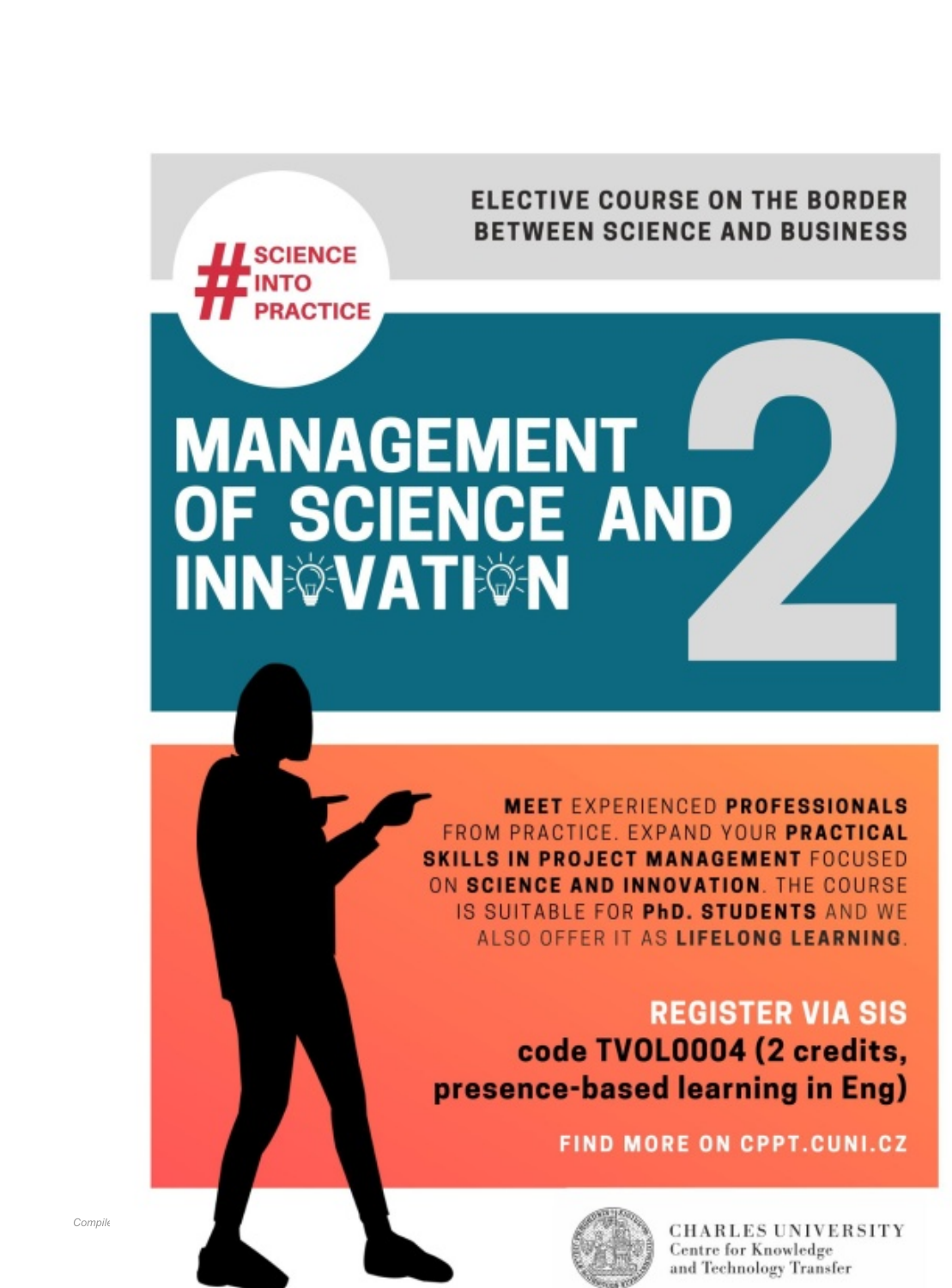ELECTIVE COURSE ON THE BORDER BETWEEN SCIENCE AND BUSINESS

#SCIENCE INTO PRACTICE

# MANAGEMENT OF SCIENCE AND INNOVATION 2

**MEET** EXPERIENCED **PROFESSIONALS** FROM PRACTICE. EXPAND YOUR **PRACTICAL SKILLS IN PROJECT MANAGEMENT** FOCUSED ON **SCIENCE AND INNOVATION**. THE COURSE IS SUITABLE FOR **PhD. STUDENTS** AND WE ALSO OFFER IT AS **LIFELONG LEARNING**.

**REGISTER VIA SIS**

**code TVOL0004 (2 credits, presence-based learning in Eng)**

**FIND MORE ON CPPT.CUNI.CZ**

CHARLES UNIVERSITY
Centre for Knowledge and Technology Transfer